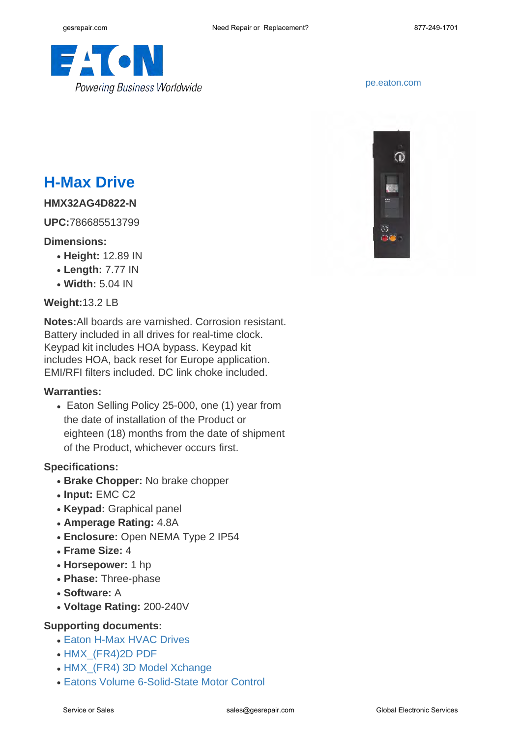pe.eaton.com

# H-Max Drive

**HMX32AG4D822-N**

**UPC:**786685513799

**Dimensions:**

- **Height:** 12.89 IN
- **Length:** 7.77 IN
- **Width:** 5.04 IN

**Weight:**13.2 LB

**Notes:**All boards are varnished. Corrosion resistant. Battery included in all drives for real-time clock. Keypad kit includes HOA bypass. Keypad kit includes HOA, back reset for Europe application. EMI/RFI filters included. DC link choke included.

**Warranties:**

- Eaton Selling Policy 25-000, one (1) year from the date of installation of the Product or eighteen (18) months from the date of shipment of the Product, whichever occurs first.

**Specifications:**

- **Brake Chopper:** No brake chopper
- **Input:** EMC C2
- **Keypad:** Graphical panel
- **Amperage Rating:** 4.8A
- **Enclosure:** Open NEMA Type 2 IP54
- **Frame Size:** 4
- **Horsepower:** 1 hp
- **Phase:** Three-phase
- **Software:** A
- **Voltage Rating:** 200-240V

**Supporting documents:**

- Eaton H-Max HVAC Drives
- HMX_(FR4)2D PDF
- HMX_(FR4) 3D Model Xchange
- Eatons Volume 6-Solid-State Motor Control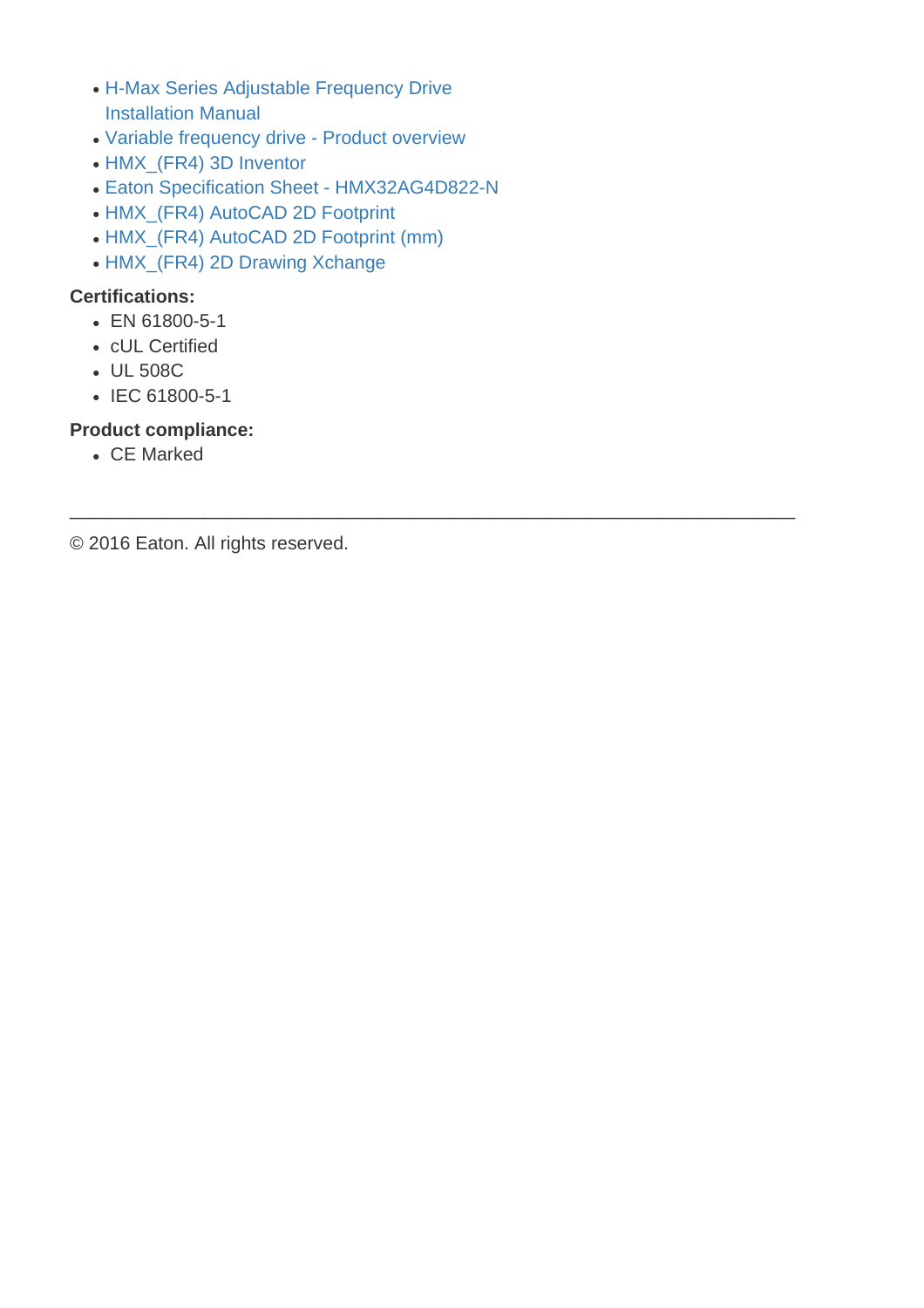- H-Max Series Adjustable Frequency Drive Installation Manual
- Variable frequency drive - Product overview
- HMX_(FR4) 3D Inventor
- Eaton Specification Sheet - HMX32AG4D822-N
- HMX_(FR4) AutoCAD 2D Footprint
- HMX_(FR4) AutoCAD 2D Footprint (mm)
- HMX_(FR4) 2D Drawing Xchange

**Certifications:**

- EN 61800-5-1
- cUL Certified
- UL 508C
- IEC 61800-5-1

**Product compliance:**

- CE Marked

---

© 2016 Eaton. All rights reserved.